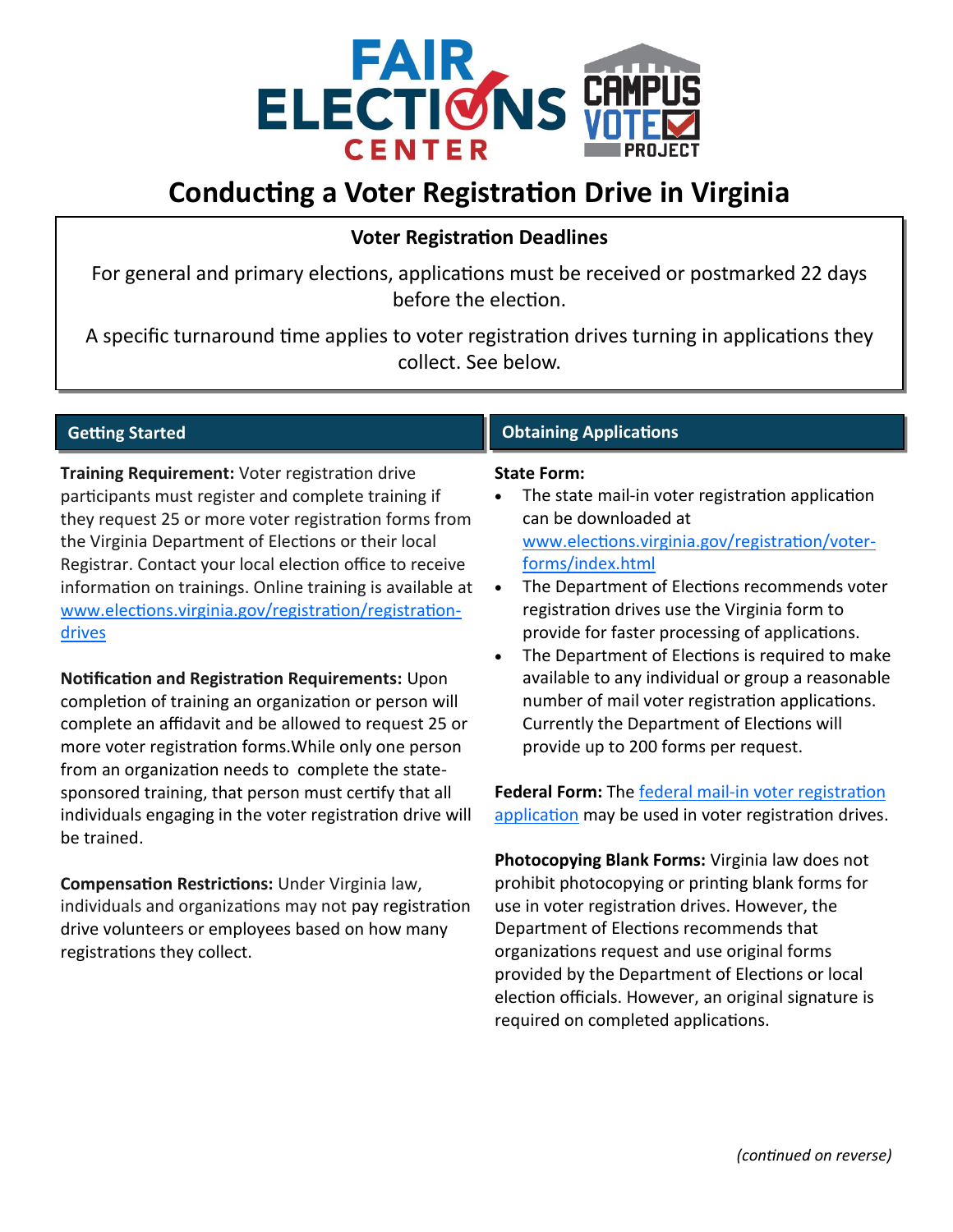# Conducting a Voter Registration Drive in Virginia

**Voter Registration Deadlines**

For general and primary elections, applications must be received or postmarked 22 days before the election.

A specific turnaround time applies to voter registration drives turning in applications they collect. See below.

## Getting Started

**Training Requirement:** Voter registration drive participants must register and complete training if they request 25 or more voter registration forms from the Virginia Department of Elections or their local Registrar. Contact your local election office to receive information on trainings. Online training is available at www.elections.virginia.gov/registration/registration-drives

**Notification and Registration Requirements:** Upon completion of training an organization or person will complete an affidavit and be allowed to request 25 or more voter registration forms.While only one person from an organization needs to complete the state-sponsored training, that person must certify that all individuals engaging in the voter registration drive will be trained.

**Compensation Restrictions:** Under Virginia law, individuals and organizations may not pay registration drive volunteers or employees based on how many registrations they collect.

## Obtaining Applications

**State Form:**

- The state mail-in voter registration application can be downloaded at www.elections.virginia.gov/registration/voter-forms/index.html
- The Department of Elections recommends voter registration drives use the Virginia form to provide for faster processing of applications.
- The Department of Elections is required to make available to any individual or group a reasonable number of mail voter registration applications. Currently the Department of Elections will provide up to 200 forms per request.

**Federal Form:** The federal mail-in voter registration application may be used in voter registration drives.

**Photocopying Blank Forms:** Virginia law does not prohibit photocopying or printing blank forms for use in voter registration drives. However, the Department of Elections recommends that organizations request and use original forms provided by the Department of Elections or local election officials. However, an original signature is required on completed applications.

*(continued on reverse)*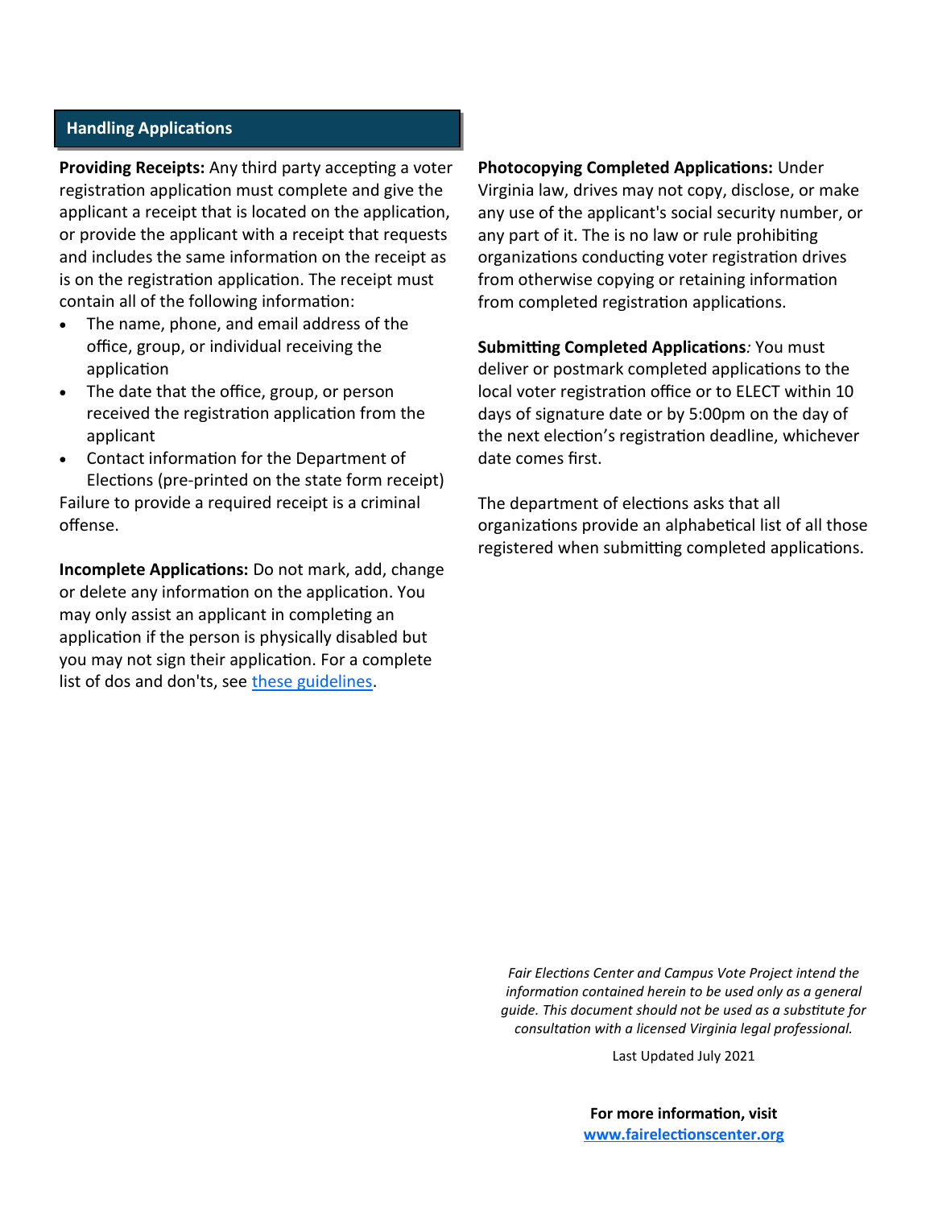## Handling Applications

**Providing Receipts:** Any third party accepting a voter registration application must complete and give the applicant a receipt that is located on the application, or provide the applicant with a receipt that requests and includes the same information on the receipt as is on the registration application. The receipt must contain all of the following information:

- The name, phone, and email address of the office, group, or individual receiving the application
- The date that the office, group, or person received the registration application from the applicant
- Contact information for the Department of Elections (pre-printed on the state form receipt)

Failure to provide a required receipt is a criminal offense.

**Incomplete Applications:** Do not mark, add, change or delete any information on the application. You may only assist an applicant in completing an application if the person is physically disabled but you may not sign their application. For a complete list of dos and don'ts, see [these guidelines].

**Photocopying Completed Applications:** Under Virginia law, drives may not copy, disclose, or make any use of the applicant's social security number, or any part of it. The is no law or rule prohibiting organizations conducting voter registration drives from otherwise copying or retaining information from completed registration applications.

**Submitting Completed Applications***:* You must deliver or postmark completed applications to the local voter registration office or to ELECT within 10 days of signature date or by 5:00pm on the day of the next election's registration deadline, whichever date comes first.

The department of elections asks that all organizations provide an alphabetical list of all those registered when submitting completed applications.

*Fair Elections Center and Campus Vote Project intend the information contained herein to be used only as a general guide. This document should not be used as a substitute for consultation with a licensed Virginia legal professional.*

Last Updated July 2021

**For more information, visit**
**www.fairelectionscenter.org**